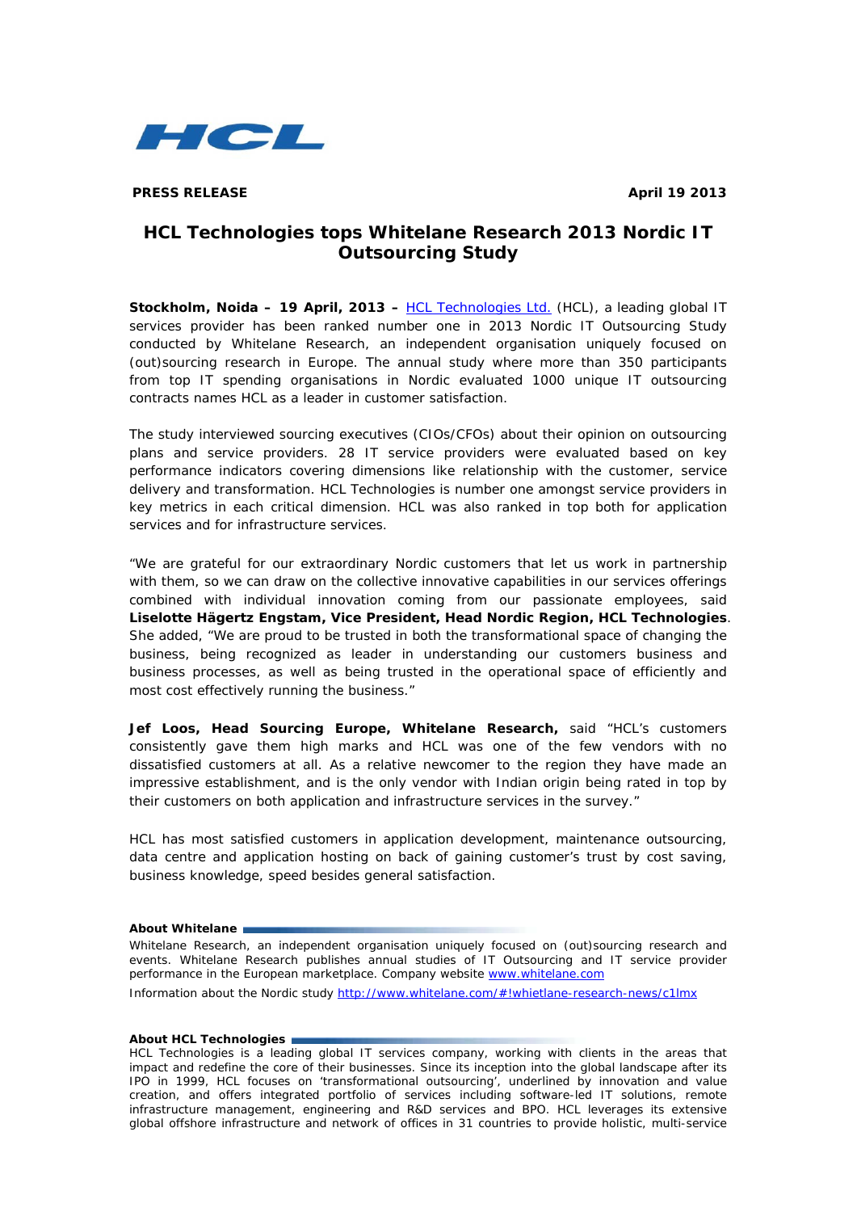HCL

**PRESS RELEASE** **April 19 2013**

# HCL Technologies tops Whitelane Research 2013 Nordic IT Outsourcing Study

**Stockholm, Noida – 19 April, 2013 –** HCL Technologies Ltd. (HCL), a leading global IT services provider has been ranked number one in 2013 Nordic IT Outsourcing Study conducted by Whitelane Research, an independent organisation uniquely focused on (out)sourcing research in Europe. The annual study where more than 350 participants from top IT spending organisations in Nordic evaluated 1000 unique IT outsourcing contracts names HCL as a leader in customer satisfaction.

The study interviewed sourcing executives (CIOs/CFOs) about their opinion on outsourcing plans and service providers. 28 IT service providers were evaluated based on key performance indicators covering dimensions like relationship with the customer, service delivery and transformation. HCL Technologies is number one amongst service providers in key metrics in each critical dimension. HCL was also ranked in top both for application services and for infrastructure services.

"We are grateful for our extraordinary Nordic customers that let us work in partnership with them, so we can draw on the collective innovative capabilities in our services offerings combined with individual innovation coming from our passionate employees, said **Liselotte Hägertz Engstam, Vice President, Head Nordic Region, HCL Technologies**. She added, "We are proud to be trusted in both the transformational space of changing the business, being recognized as leader in understanding our customers business and business processes, as well as being trusted in the operational space of efficiently and most cost effectively running the business."

**Jef Loos, Head Sourcing Europe, Whitelane Research,** said "HCL's customers consistently gave them high marks and HCL was one of the few vendors with no dissatisfied customers at all. As a relative newcomer to the region they have made an impressive establishment, and is the only vendor with Indian origin being rated in top by their customers on both application and infrastructure services in the survey."

HCL has most satisfied customers in application development, maintenance outsourcing, data centre and application hosting on back of gaining customer's trust by cost saving, business knowledge, speed besides general satisfaction.

**About Whitelane**

Whitelane Research, an independent organisation uniquely focused on (out)sourcing research and events. Whitelane Research publishes annual studies of IT Outsourcing and IT service provider performance in the European marketplace. Company website www.whitelane.com

Information about the Nordic study http://www.whitelane.com/#!whietlane-research-news/c1lmx

**About HCL Technologies**

HCL Technologies is a leading global IT services company, working with clients in the areas that impact and redefine the core of their businesses. Since its inception into the global landscape after its IPO in 1999, HCL focuses on 'transformational outsourcing', underlined by innovation and value creation, and offers integrated portfolio of services including software-led IT solutions, remote infrastructure management, engineering and R&D services and BPO. HCL leverages its extensive global offshore infrastructure and network of offices in 31 countries to provide holistic, multi-service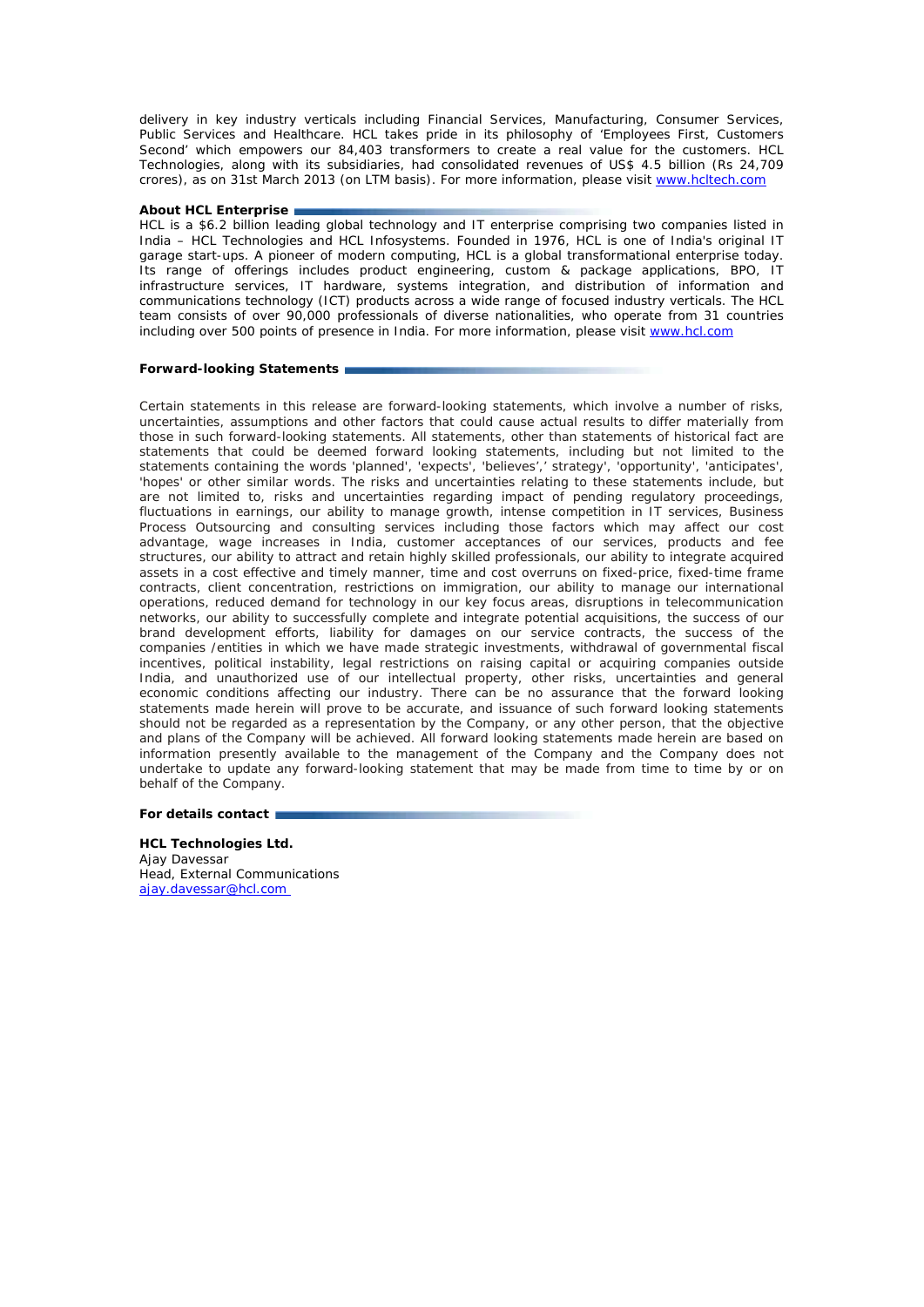delivery in key industry verticals including Financial Services, Manufacturing, Consumer Services, Public Services and Healthcare. HCL takes pride in its philosophy of 'Employees First, Customers Second' which empowers our 84,403 transformers to create a real value for the customers. HCL Technologies, along with its subsidiaries, had consolidated revenues of US$ 4.5 billion (Rs 24,709 crores), as on 31st March 2013 (on LTM basis). For more information, please visit [www.hcltech.com](http://www.hcltech.com)

**About HCL Enterprise**

HCL is a $6.2 billion leading global technology and IT enterprise comprising two companies listed in India – HCL Technologies and HCL Infosystems. Founded in 1976, HCL is one of India's original IT garage start-ups. A pioneer of modern computing, HCL is a global transformational enterprise today. Its range of offerings includes product engineering, custom & package applications, BPO, IT infrastructure services, IT hardware, systems integration, and distribution of information and communications technology (ICT) products across a wide range of focused industry verticals. The HCL team consists of over 90,000 professionals of diverse nationalities, who operate from 31 countries including over 500 points of presence in India. For more information, please visit [www.hcl.com](http://www.hcl.com)

**Forward-looking Statements**

Certain statements in this release are forward-looking statements, which involve a number of risks, uncertainties, assumptions and other factors that could cause actual results to differ materially from those in such forward-looking statements. All statements, other than statements of historical fact are statements that could be deemed forward looking statements, including but not limited to the statements containing the words 'planned', 'expects', 'believes',' strategy', 'opportunity', 'anticipates', 'hopes' or other similar words. The risks and uncertainties relating to these statements include, but are not limited to, risks and uncertainties regarding impact of pending regulatory proceedings, fluctuations in earnings, our ability to manage growth, intense competition in IT services, Business Process Outsourcing and consulting services including those factors which may affect our cost advantage, wage increases in India, customer acceptances of our services, products and fee structures, our ability to attract and retain highly skilled professionals, our ability to integrate acquired assets in a cost effective and timely manner, time and cost overruns on fixed-price, fixed-time frame contracts, client concentration, restrictions on immigration, our ability to manage our international operations, reduced demand for technology in our key focus areas, disruptions in telecommunication networks, our ability to successfully complete and integrate potential acquisitions, the success of our brand development efforts, liability for damages on our service contracts, the success of the companies /entities in which we have made strategic investments, withdrawal of governmental fiscal incentives, political instability, legal restrictions on raising capital or acquiring companies outside India, and unauthorized use of our intellectual property, other risks, uncertainties and general economic conditions affecting our industry. There can be no assurance that the forward looking statements made herein will prove to be accurate, and issuance of such forward looking statements should not be regarded as a representation by the Company, or any other person, that the objective and plans of the Company will be achieved. All forward looking statements made herein are based on information presently available to the management of the Company and the Company does not undertake to update any forward-looking statement that may be made from time to time by or on behalf of the Company.

**For details contact**

**HCL Technologies Ltd.**
Ajay Davessar
Head, External Communications
[ajay.davessar@hcl.com](mailto:ajay.davessar@hcl.com)